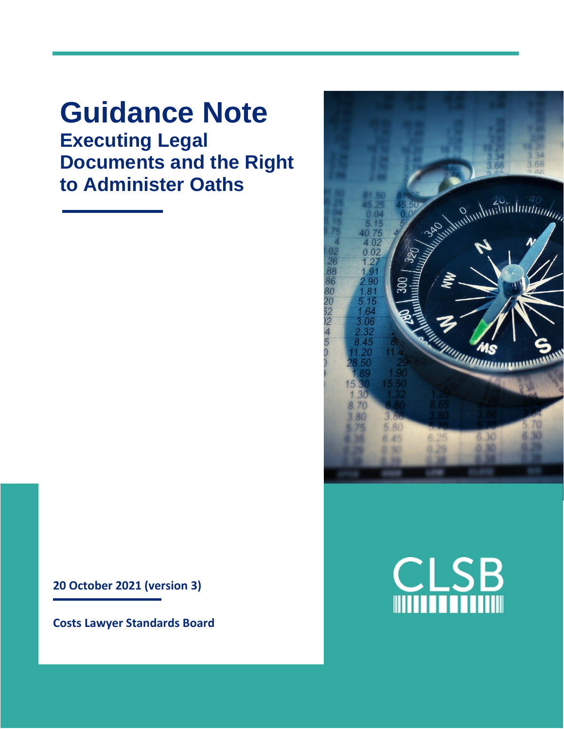# Guidance Note

## Executing Legal Documents and the Right to Administer Oaths

**20 October 2021 (version 3)**

**Costs Lawyer Standards Board**

CLSB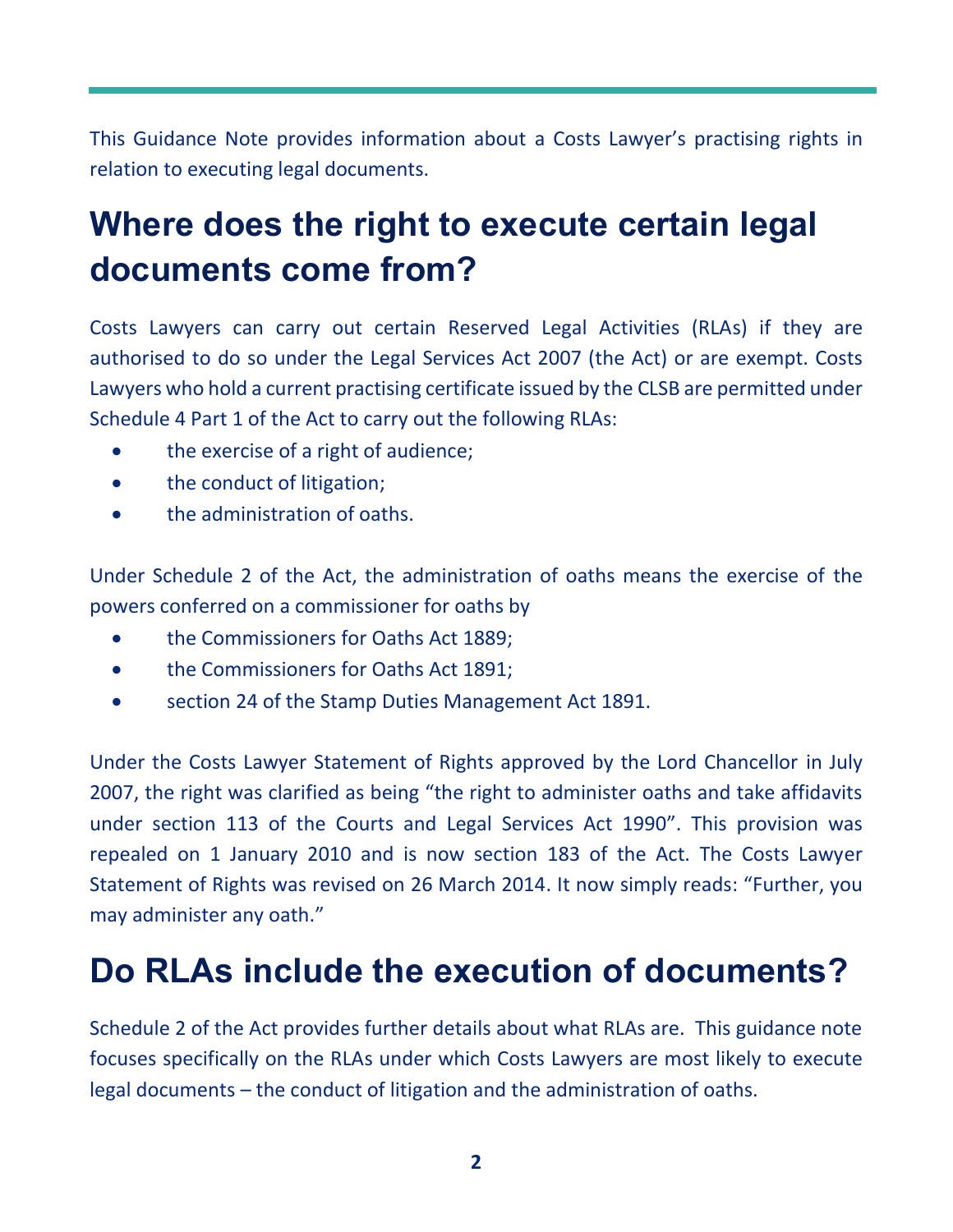This Guidance Note provides information about a Costs Lawyer's practising rights in relation to executing legal documents.

# Where does the right to execute certain legal documents come from?

Costs Lawyers can carry out certain Reserved Legal Activities (RLAs) if they are authorised to do so under the Legal Services Act 2007 (the Act) or are exempt. Costs Lawyers who hold a current practising certificate issued by the CLSB are permitted under Schedule 4 Part 1 of the Act to carry out the following RLAs:

- the exercise of a right of audience;
- the conduct of litigation;
- the administration of oaths.

Under Schedule 2 of the Act, the administration of oaths means the exercise of the powers conferred on a commissioner for oaths by

- the Commissioners for Oaths Act 1889;
- the Commissioners for Oaths Act 1891;
- section 24 of the Stamp Duties Management Act 1891.

Under the Costs Lawyer Statement of Rights approved by the Lord Chancellor in July 2007, the right was clarified as being "the right to administer oaths and take affidavits under section 113 of the Courts and Legal Services Act 1990". This provision was repealed on 1 January 2010 and is now section 183 of the Act. The Costs Lawyer Statement of Rights was revised on 26 March 2014. It now simply reads: "Further, you may administer any oath."

# Do RLAs include the execution of documents?

Schedule 2 of the Act provides further details about what RLAs are. This guidance note focuses specifically on the RLAs under which Costs Lawyers are most likely to execute legal documents – the conduct of litigation and the administration of oaths.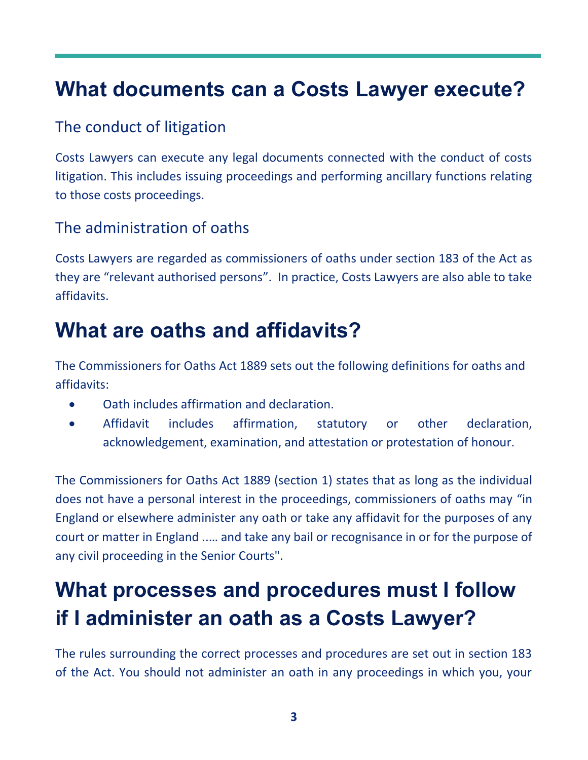# What documents can a Costs Lawyer execute?

## The conduct of litigation

Costs Lawyers can execute any legal documents connected with the conduct of costs litigation. This includes issuing proceedings and performing ancillary functions relating to those costs proceedings.

## The administration of oaths

Costs Lawyers are regarded as commissioners of oaths under section 183 of the Act as they are "relevant authorised persons". In practice, Costs Lawyers are also able to take affidavits.

# What are oaths and affidavits?

The Commissioners for Oaths Act 1889 sets out the following definitions for oaths and affidavits:

- Oath includes affirmation and declaration.
- Affidavit includes affirmation, statutory or other declaration, acknowledgement, examination, and attestation or protestation of honour.

The Commissioners for Oaths Act 1889 (section 1) states that as long as the individual does not have a personal interest in the proceedings, commissioners of oaths may "in England or elsewhere administer any oath or take any affidavit for the purposes of any court or matter in England ..... and take any bail or recognisance in or for the purpose of any civil proceeding in the Senior Courts".

# What processes and procedures must I follow if I administer an oath as a Costs Lawyer?

The rules surrounding the correct processes and procedures are set out in section 183 of the Act. You should not administer an oath in any proceedings in which you, your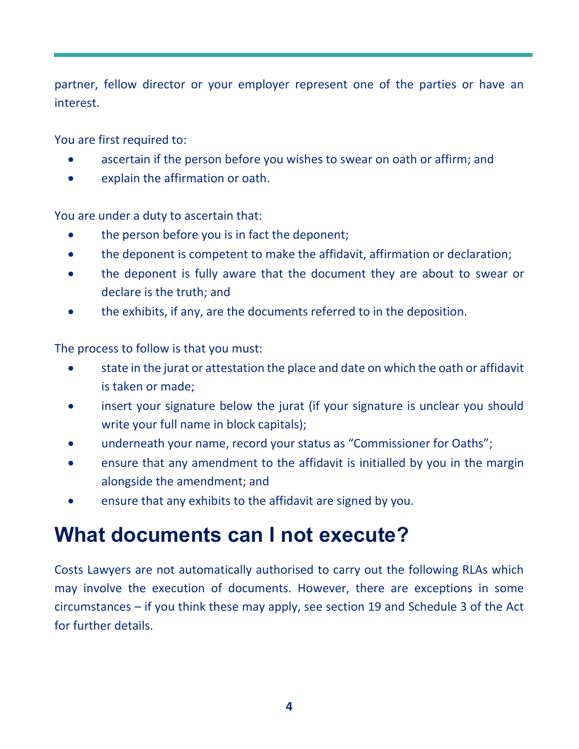partner, fellow director or your employer represent one of the parties or have an interest.

You are first required to:

- ascertain if the person before you wishes to swear on oath or affirm; and
- explain the affirmation or oath.

You are under a duty to ascertain that:

- the person before you is in fact the deponent;
- the deponent is competent to make the affidavit, affirmation or declaration;
- the deponent is fully aware that the document they are about to swear or declare is the truth; and
- the exhibits, if any, are the documents referred to in the deposition.

The process to follow is that you must:

- state in the jurat or attestation the place and date on which the oath or affidavit is taken or made;
- insert your signature below the jurat (if your signature is unclear you should write your full name in block capitals);
- underneath your name, record your status as "Commissioner for Oaths";
- ensure that any amendment to the affidavit is initialled by you in the margin alongside the amendment; and
- ensure that any exhibits to the affidavit are signed by you.

## What documents can I not execute?

Costs Lawyers are not automatically authorised to carry out the following RLAs which may involve the execution of documents. However, there are exceptions in some circumstances – if you think these may apply, see section 19 and Schedule 3 of the Act for further details.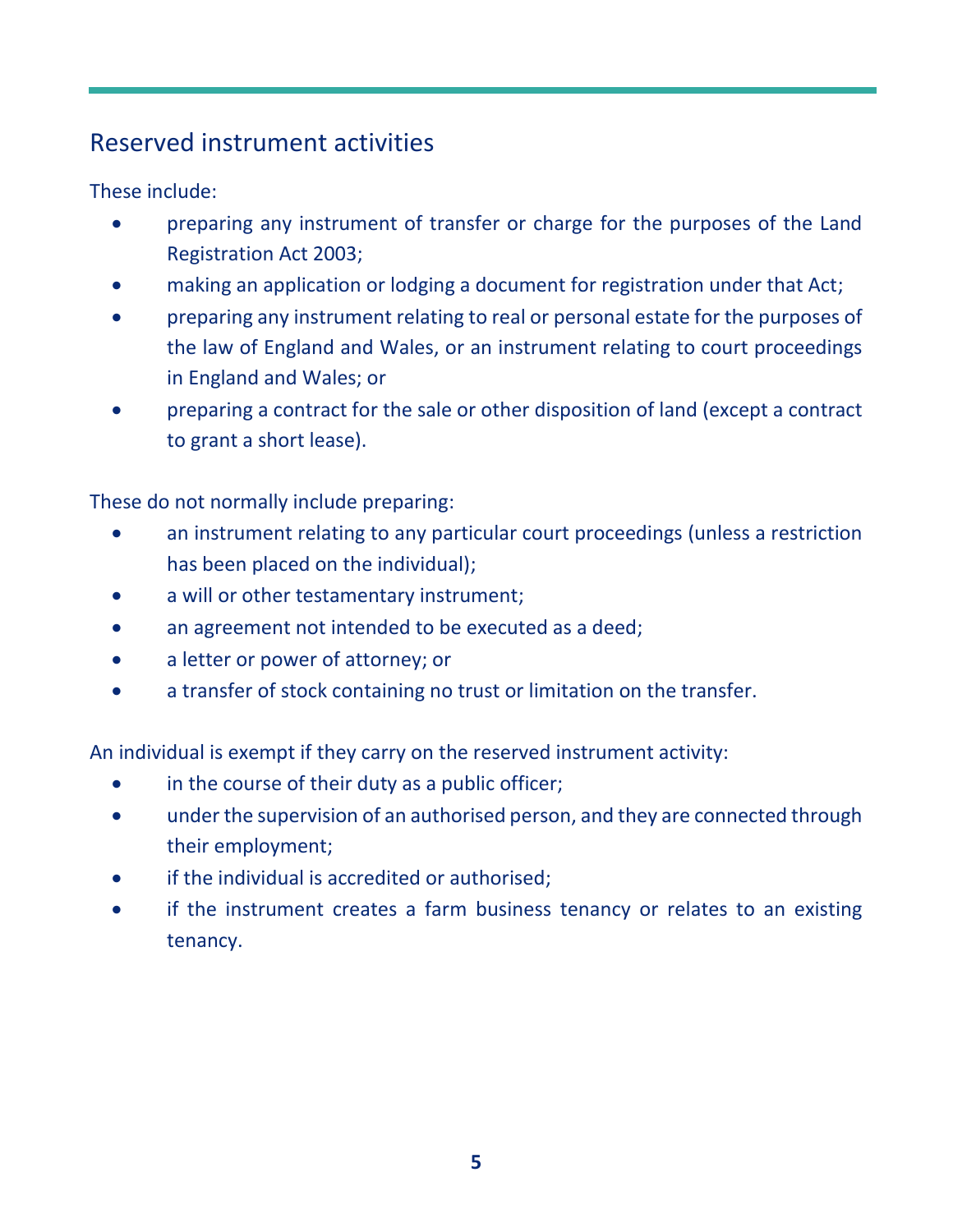## Reserved instrument activities

These include:

- preparing any instrument of transfer or charge for the purposes of the Land Registration Act 2003;
- making an application or lodging a document for registration under that Act;
- preparing any instrument relating to real or personal estate for the purposes of the law of England and Wales, or an instrument relating to court proceedings in England and Wales; or
- preparing a contract for the sale or other disposition of land (except a contract to grant a short lease).

These do not normally include preparing:

- an instrument relating to any particular court proceedings (unless a restriction has been placed on the individual);
- a will or other testamentary instrument;
- an agreement not intended to be executed as a deed;
- a letter or power of attorney; or
- a transfer of stock containing no trust or limitation on the transfer.

An individual is exempt if they carry on the reserved instrument activity:

- in the course of their duty as a public officer;
- under the supervision of an authorised person, and they are connected through their employment;
- if the individual is accredited or authorised;
- if the instrument creates a farm business tenancy or relates to an existing tenancy.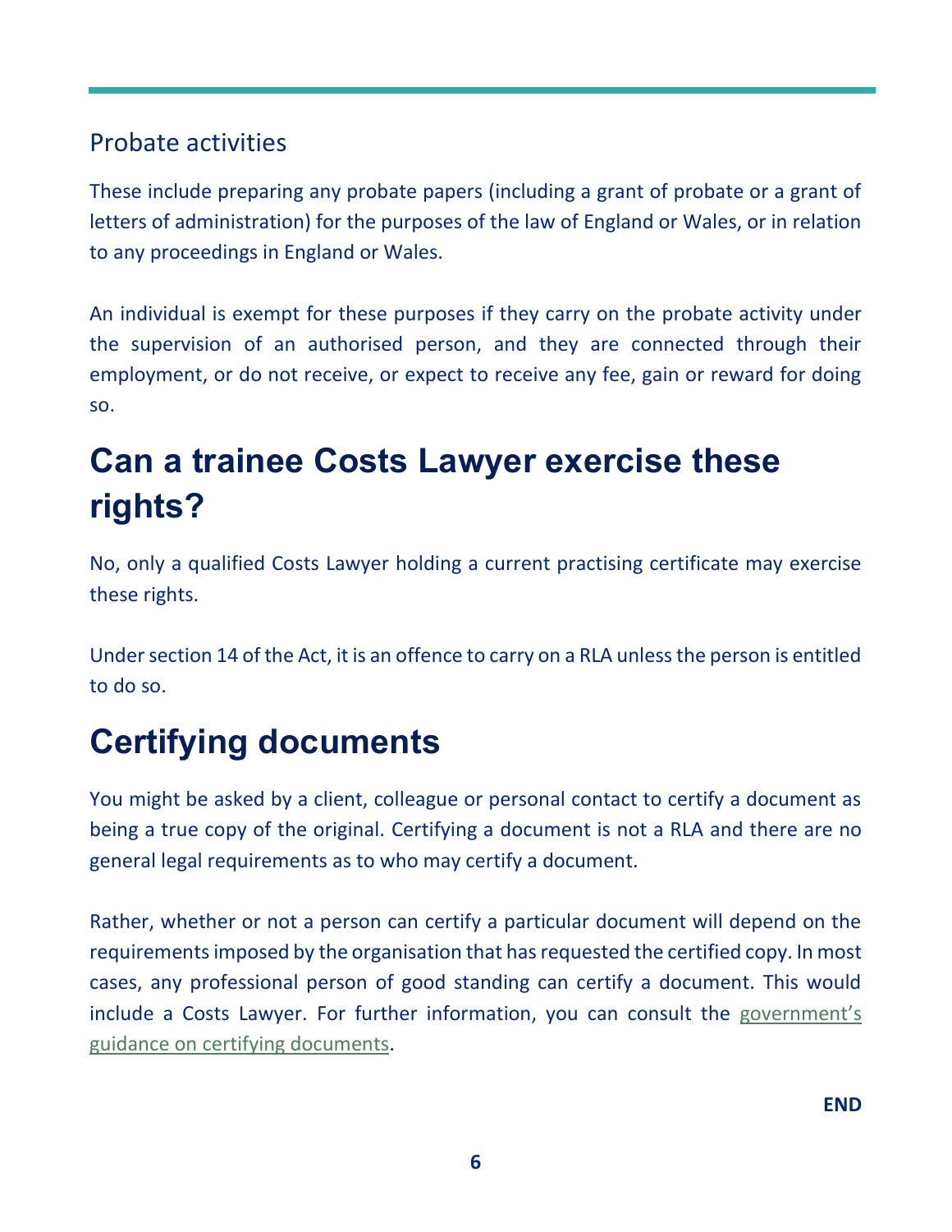### Probate activities

These include preparing any probate papers (including a grant of probate or a grant of letters of administration) for the purposes of the law of England or Wales, or in relation to any proceedings in England or Wales.

An individual is exempt for these purposes if they carry on the probate activity under the supervision of an authorised person, and they are connected through their employment, or do not receive, or expect to receive any fee, gain or reward for doing so.

## Can a trainee Costs Lawyer exercise these rights?

No, only a qualified Costs Lawyer holding a current practising certificate may exercise these rights.

Under section 14 of the Act, it is an offence to carry on a RLA unless the person is entitled to do so.

## Certifying documents

You might be asked by a client, colleague or personal contact to certify a document as being a true copy of the original. Certifying a document is not a RLA and there are no general legal requirements as to who may certify a document.

Rather, whether or not a person can certify a particular document will depend on the requirements imposed by the organisation that has requested the certified copy. In most cases, any professional person of good standing can certify a document. This would include a Costs Lawyer. For further information, you can consult the government's guidance on certifying documents.

**END**